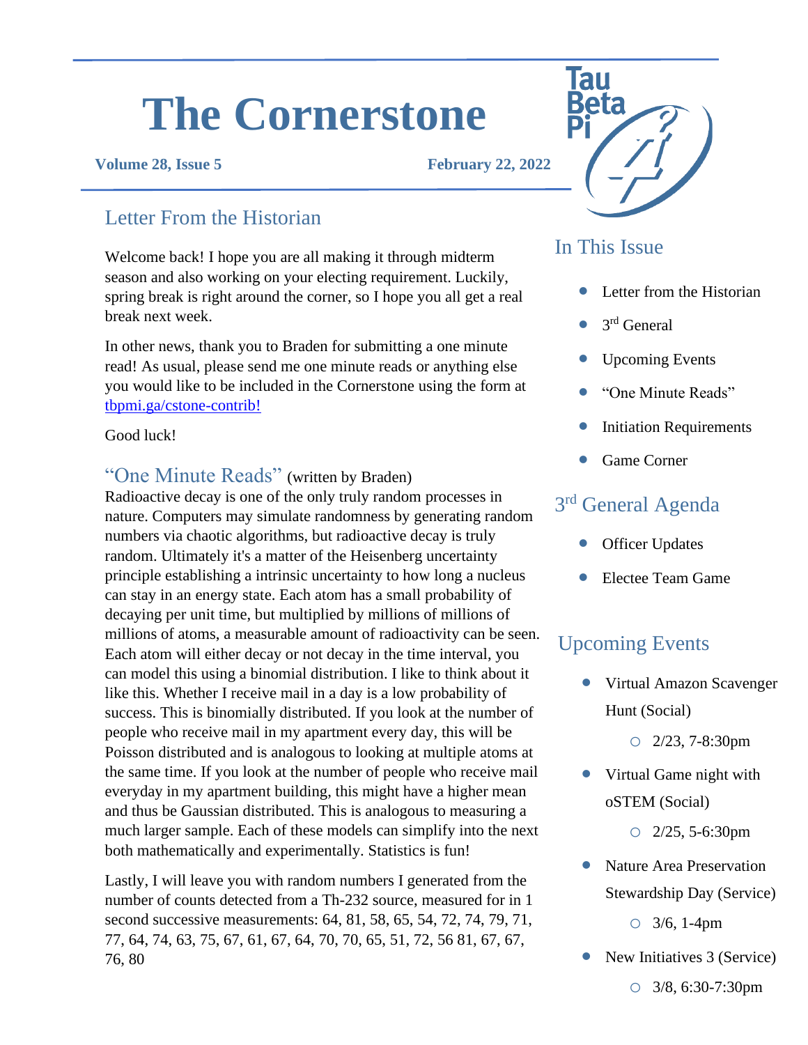# The Cornerstone

**Volume 28, Issue 5** **February 22, 2022**

## Letter From the Historian

Welcome back! I hope you are all making it through midterm season and also working on your electing requirement. Luckily, spring break is right around the corner, so I hope you all get a real break next week.

In other news, thank you to Braden for submitting a one minute read! As usual, please send me one minute reads or anything else you would like to be included in the Cornerstone using the form at tbpmi.ga/cstone-contrib!

Good luck!

## "One Minute Reads" (written by Braden)

Radioactive decay is one of the only truly random processes in nature. Computers may simulate randomness by generating random numbers via chaotic algorithms, but radioactive decay is truly random. Ultimately it's a matter of the Heisenberg uncertainty principle establishing a intrinsic uncertainty to how long a nucleus can stay in an energy state. Each atom has a small probability of decaying per unit time, but multiplied by millions of millions of millions of atoms, a measurable amount of radioactivity can be seen. Each atom will either decay or not decay in the time interval, you can model this using a binomial distribution. I like to think about it like this. Whether I receive mail in a day is a low probability of success. This is binomially distributed. If you look at the number of people who receive mail in my apartment every day, this will be Poisson distributed and is analogous to looking at multiple atoms at the same time. If you look at the number of people who receive mail everyday in my apartment building, this might have a higher mean and thus be Gaussian distributed. This is analogous to measuring a much larger sample. Each of these models can simplify into the next both mathematically and experimentally. Statistics is fun!

Lastly, I will leave you with random numbers I generated from the number of counts detected from a Th-232 source, measured for in 1 second successive measurements: 64, 81, 58, 65, 54, 72, 74, 79, 71, 77, 64, 74, 63, 75, 67, 61, 67, 64, 70, 70, 65, 51, 72, 56 81, 67, 67, 76, 80

## In This Issue

- Letter from the Historian
- 3rd General
- Upcoming Events
- "One Minute Reads"
- Initiation Requirements
- Game Corner

## 3rd General Agenda

- Officer Updates
- Electee Team Game

## Upcoming Events

- Virtual Amazon Scavenger Hunt (Social)
  - 2/23, 7-8:30pm
- Virtual Game night with oSTEM (Social)
  - 2/25, 5-6:30pm
- Nature Area Preservation Stewardship Day (Service)
  - 3/6, 1-4pm
- New Initiatives 3 (Service)
  - 3/8, 6:30-7:30pm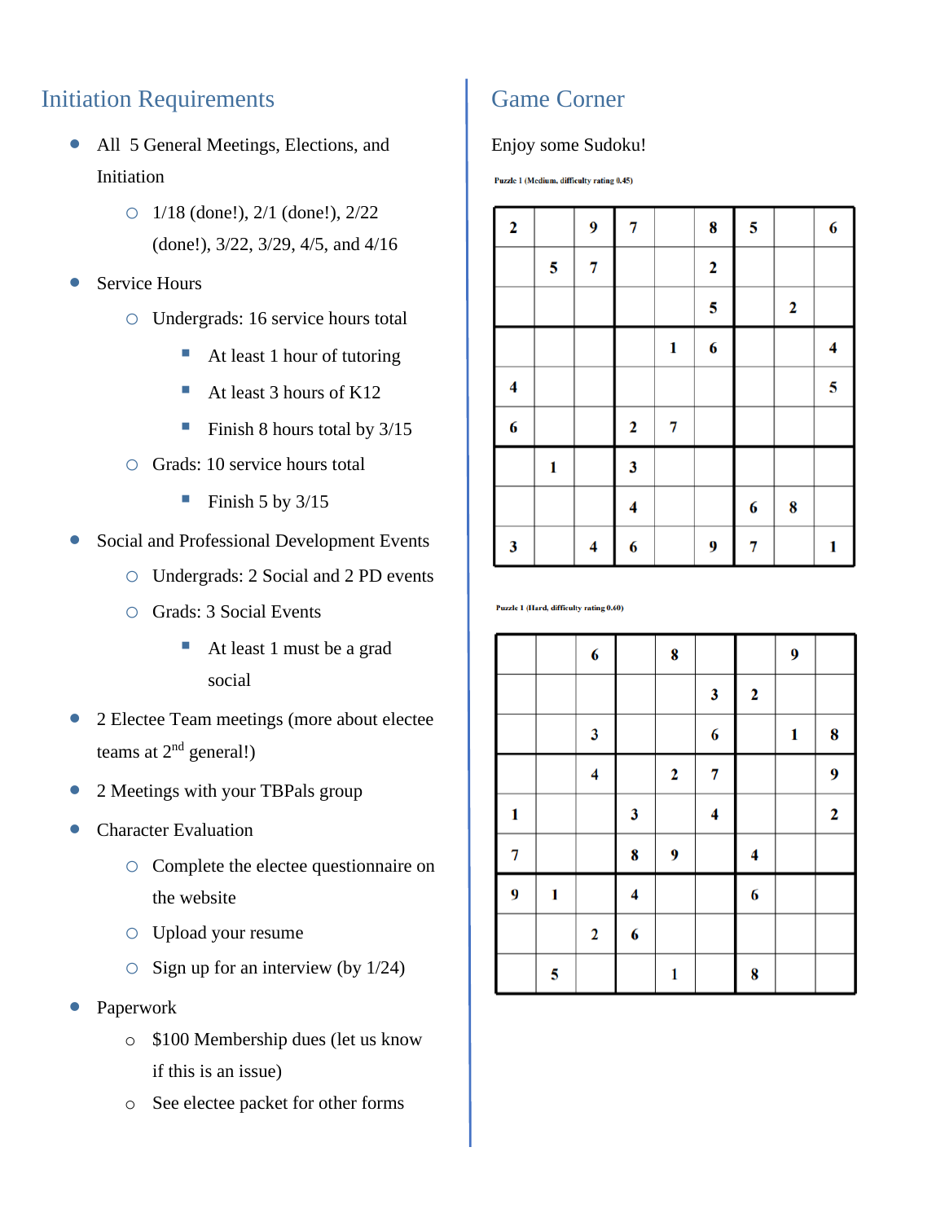## Initiation Requirements

- All 5 General Meetings, Elections, and Initiation
  - 1/18 (done!), 2/1 (done!), 2/22 (done!), 3/22, 3/29, 4/5, and 4/16
- Service Hours
  - Undergrads: 16 service hours total
    - At least 1 hour of tutoring
    - At least 3 hours of K12
    - Finish 8 hours total by 3/15
  - Grads: 10 service hours total
    - Finish 5 by 3/15
- Social and Professional Development Events
  - Undergrads: 2 Social and 2 PD events
  - Grads: 3 Social Events
    - At least 1 must be a grad social
- 2 Electee Team meetings (more about electee teams at 2nd general!)
- 2 Meetings with your TBPals group
- Character Evaluation
  - Complete the electee questionnaire on the website
  - Upload your resume
  - Sign up for an interview (by 1/24)
- Paperwork
  - $100 Membership dues (let us know if this is an issue)
  - See electee packet for other forms

## Game Corner

Enjoy some Sudoku!

Puzzle 1 (Medium, difficulty rating 0.45)

| | | | | | | | | |
|---|---|---|---|---|---|---|---|---|
| 2 | | 9 | 7 | | 8 | 5 | | 6 |
| | 5 | 7 | | | 2 | | | |
| | | | | | 5 | | 2 | |
| | | | | 1 | 6 | | | 4 |
| 4 | | | | | | | | 5 |
| 6 | | | 2 | 7 | | | | |
| | 1 | | 3 | | | | | |
| | | | 4 | | | 6 | 8 | |
| 3 | | 4 | 6 | | 9 | 7 | | 1 |

Puzzle 1 (Hard, difficulty rating 0.60)

| | | | | | | | | |
|---|---|---|---|---|---|---|---|---|
| | | 6 | | 8 | | | 9 | |
| | | | | | 3 | 2 | | |
| | | 3 | | | 6 | | 1 | 8 |
| | | 4 | | 2 | 7 | | | 9 |
| 1 | | | 3 | | 4 | | | 2 |
| 7 | | | 8 | 9 | | 4 | | |
| 9 | 1 | | 4 | | | 6 | | |
| | | 2 | 6 | | | | | |
| | 5 | | | 1 | | 8 | | |